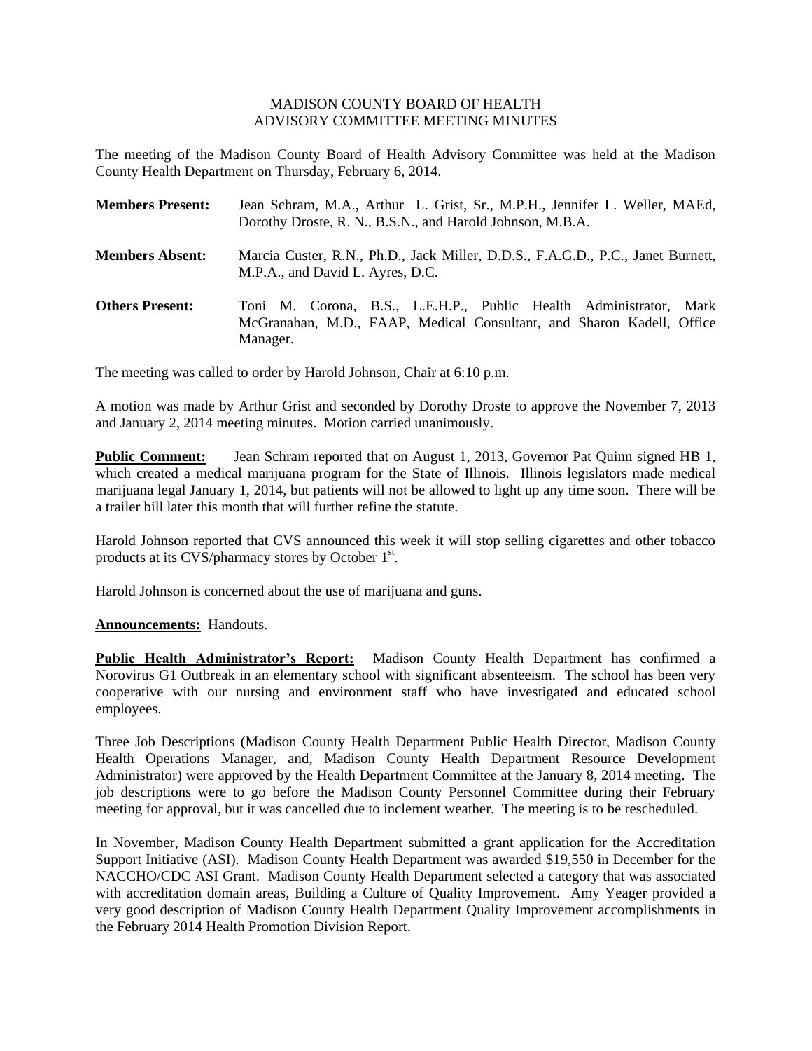# MADISON COUNTY BOARD OF HEALTH
## ADVISORY COMMITTEE MEETING MINUTES

The meeting of the Madison County Board of Health Advisory Committee was held at the Madison County Health Department on Thursday, February 6, 2014.

**Members Present:** Jean Schram, M.A., Arthur L. Grist, Sr., M.P.H., Jennifer L. Weller, MAEd, Dorothy Droste, R. N., B.S.N., and Harold Johnson, M.B.A.

**Members Absent:** Marcia Custer, R.N., Ph.D., Jack Miller, D.D.S., F.A.G.D., P.C., Janet Burnett, M.P.A., and David L. Ayres, D.C.

**Others Present:** Toni M. Corona, B.S., L.E.H.P., Public Health Administrator, Mark McGranahan, M.D., FAAP, Medical Consultant, and Sharon Kadell, Office Manager.

The meeting was called to order by Harold Johnson, Chair at 6:10 p.m.

A motion was made by Arthur Grist and seconded by Dorothy Droste to approve the November 7, 2013 and January 2, 2014 meeting minutes. Motion carried unanimously.

**Public Comment:** Jean Schram reported that on August 1, 2013, Governor Pat Quinn signed HB 1, which created a medical marijuana program for the State of Illinois. Illinois legislators made medical marijuana legal January 1, 2014, but patients will not be allowed to light up any time soon. There will be a trailer bill later this month that will further refine the statute.

Harold Johnson reported that CVS announced this week it will stop selling cigarettes and other tobacco products at its CVS/pharmacy stores by October 1st.

Harold Johnson is concerned about the use of marijuana and guns.

**Announcements:** Handouts.

**Public Health Administrator's Report:** Madison County Health Department has confirmed a Norovirus G1 Outbreak in an elementary school with significant absenteeism. The school has been very cooperative with our nursing and environment staff who have investigated and educated school employees.

Three Job Descriptions (Madison County Health Department Public Health Director, Madison County Health Operations Manager, and, Madison County Health Department Resource Development Administrator) were approved by the Health Department Committee at the January 8, 2014 meeting. The job descriptions were to go before the Madison County Personnel Committee during their February meeting for approval, but it was cancelled due to inclement weather. The meeting is to be rescheduled.

In November, Madison County Health Department submitted a grant application for the Accreditation Support Initiative (ASI). Madison County Health Department was awarded $19,550 in December for the NACCHO/CDC ASI Grant. Madison County Health Department selected a category that was associated with accreditation domain areas, Building a Culture of Quality Improvement. Amy Yeager provided a very good description of Madison County Health Department Quality Improvement accomplishments in the February 2014 Health Promotion Division Report.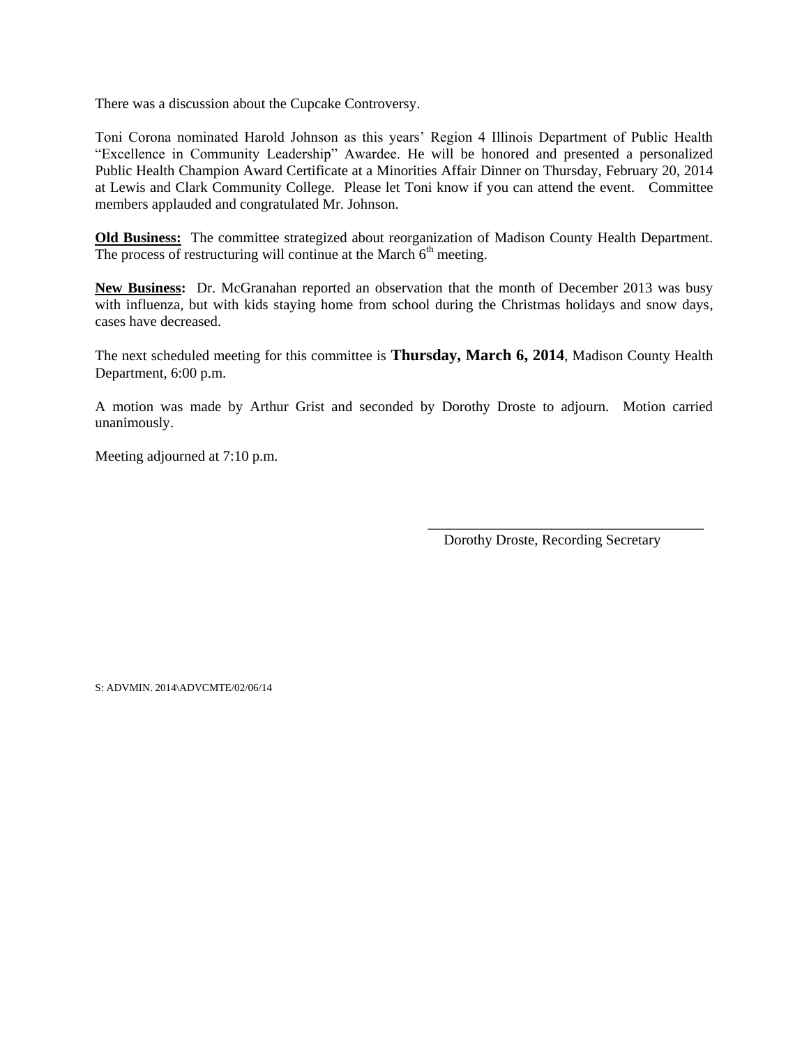There was a discussion about the Cupcake Controversy.

Toni Corona nominated Harold Johnson as this years' Region 4 Illinois Department of Public Health "Excellence in Community Leadership" Awardee. He will be honored and presented a personalized Public Health Champion Award Certificate at a Minorities Affair Dinner on Thursday, February 20, 2014 at Lewis and Clark Community College. Please let Toni know if you can attend the event. Committee members applauded and congratulated Mr. Johnson.

**Old Business:** The committee strategized about reorganization of Madison County Health Department. The process of restructuring will continue at the March 6th meeting.

**New Business:** Dr. McGranahan reported an observation that the month of December 2013 was busy with influenza, but with kids staying home from school during the Christmas holidays and snow days, cases have decreased.

The next scheduled meeting for this committee is **Thursday, March 6, 2014**, Madison County Health Department, 6:00 p.m.

A motion was made by Arthur Grist and seconded by Dorothy Droste to adjourn. Motion carried unanimously.

Meeting adjourned at 7:10 p.m.

\_\_\_\_\_\_\_\_\_\_\_\_\_\_\_\_\_\_\_\_\_\_\_\_\_\_\_\_\_\_\_\_\_\_\_\_\_\_\_\_

Dorothy Droste, Recording Secretary

S: ADVMIN. 2014\ADVCMTE/02/06/14